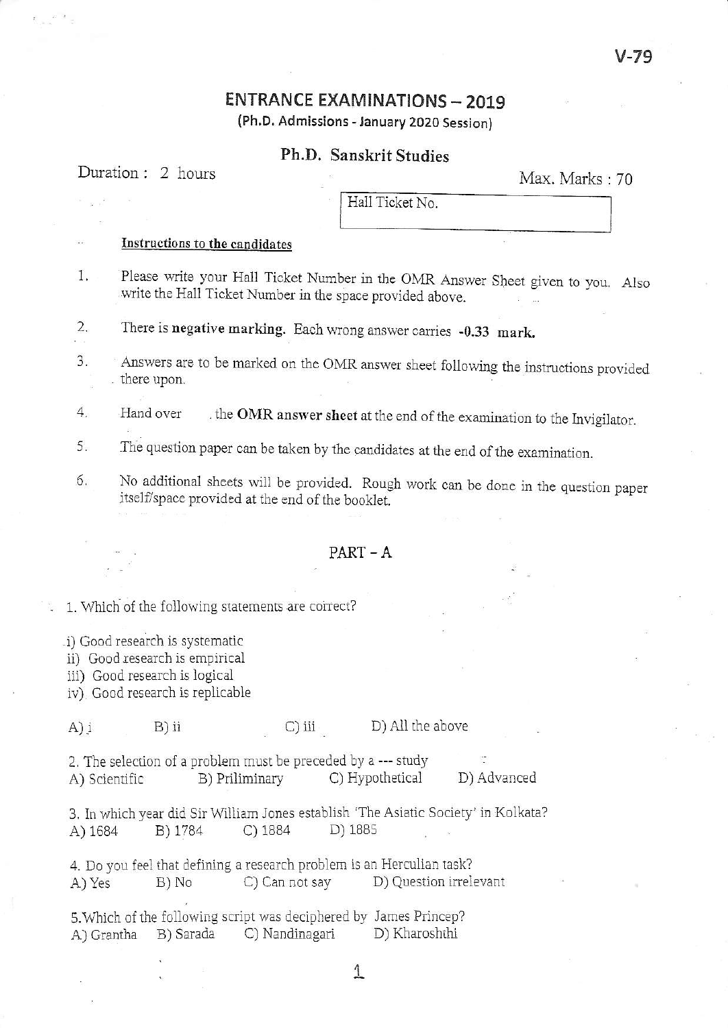V-79

# ENTRANCE EXAMINATIONS – 2019

(Ph.D. Admissions - January 2020 Session)

## Ph.D. Sanskrit Studies

Duration : 2 hours

Max. Marks : 70

Hall Ticket No.

**Instructions to the candidates**

1. Please write your Hall Ticket Number in the OMR Answer Sheet given to you. Also write the Hall Ticket Number in the space provided above.
2. There is **negative marking.** Each wrong answer carries **-0.33 mark.**
3. Answers are to be marked on the OMR answer sheet following the instructions provided there upon.
4. Hand over the **OMR answer sheet** at the end of the examination to the Invigilator.
5. The question paper can be taken by the candidates at the end of the examination.
6. No additional sheets will be provided. Rough work can be done in the question paper itself/space provided at the end of the booklet.

## PART – A

1. Which of the following statements are correct?

i) Good research is systematic
ii) Good research is empirical
iii) Good research is logical
iv) Good research is replicable

A) i B) ii C) iii D) All the above

2. The selection of a problem must be preceded by a --- study
A) Scientific B) Priliminary C) Hypothetical D) Advanced

3. In which year did Sir William Jones establish 'The Asiatic Society' in Kolkata?
A) 1684 B) 1784 C) 1884 D) 1885

4. Do you feel that defining a research problem is an Herculian task?
A) Yes B) No C) Can not say D) Question irrelevant

5. Which of the following script was deciphered by James Princep?
A) Grantha B) Sarada C) Nandinagari D) Kharoshthi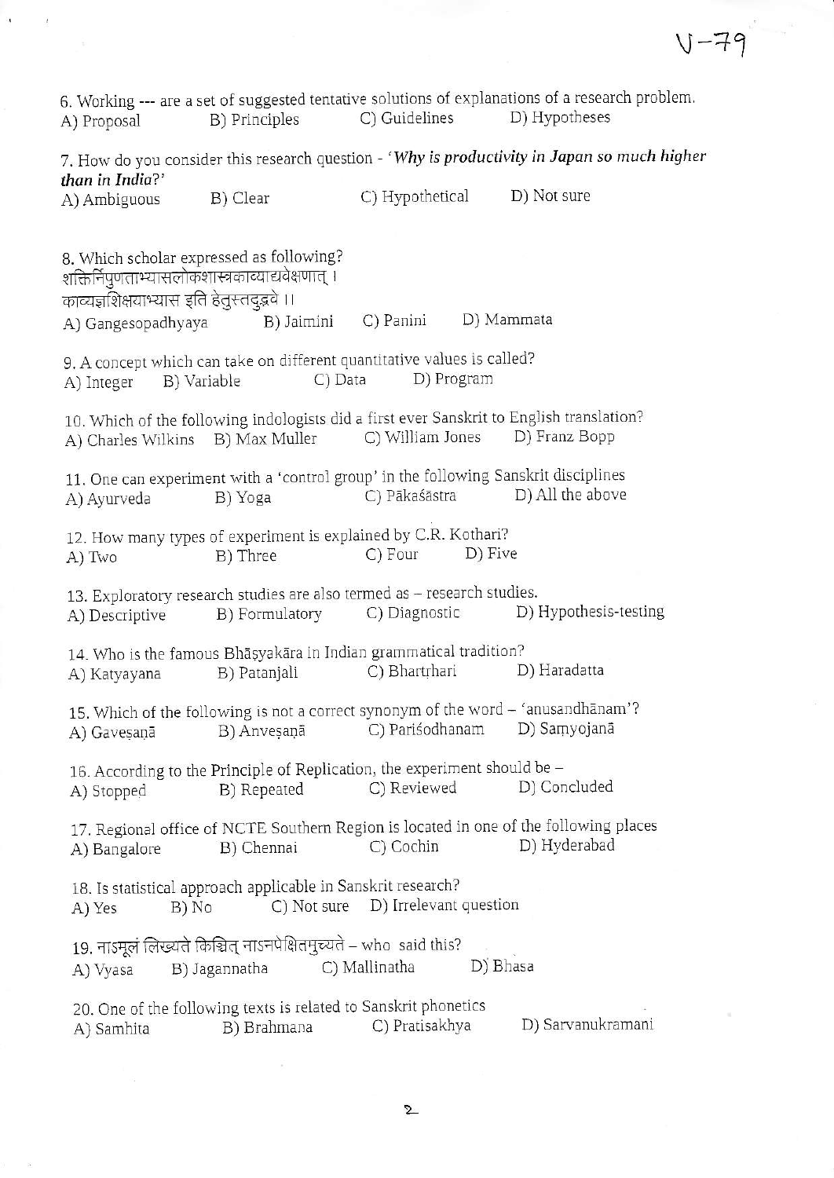6. Working --- are a set of suggested tentative solutions of explanations of a research problem.
A) Proposal B) Principles C) Guidelines D) Hypotheses

7. How do you consider this research question - '*Why is productivity in Japan so much higher than in India?*'
A) Ambiguous B) Clear C) Hypothetical D) Not sure

8. Which scholar expressed as following?
शक्तिर्निपुणताभ्यासलोकशास्त्रकाव्याद्यवेक्षणात् ।
काव्यज्ञशिक्षयाभ्यास इति हेतुस्तदुद्भवे ।।
A) Gangesopadhyaya B) Jaimini C) Panini D) Mammata

9. A concept which can take on different quantitative values is called?
A) Integer B) Variable C) Data D) Program

10. Which of the following indologists did a first ever Sanskrit to English translation?
A) Charles Wilkins B) Max Muller C) William Jones D) Franz Bopp

11. One can experiment with a 'control group' in the following Sanskrit disciplines
A) Ayurveda B) Yoga C) Pākaśāstra D) All the above

12. How many types of experiment is explained by C.R. Kothari?
A) Two B) Three C) Four D) Five

13. Exploratory research studies are also termed as – research studies.
A) Descriptive B) Formulatory C) Diagnostic D) Hypothesis-testing

14. Who is the famous Bhāṣyakāra in Indian grammatical tradition?
A) Katyayana B) Patanjali C) Bhartṛhari D) Haradatta

15. Which of the following is not a correct synonym of the word – 'anusandhānam'?
A) Gaveṣaṇā B) Anveṣaṇā C) Pariśodhanam D) Saṃyojanā

16. According to the Principle of Replication, the experiment should be –
A) Stopped B) Repeated C) Reviewed D) Concluded

17. Regional office of NCTE Southern Region is located in one of the following places
A) Bangalore B) Chennai C) Cochin D) Hyderabad

18. Is statistical approach applicable in Sanskrit research?
A) Yes B) No C) Not sure D) Irrelevant question

19. नाऽमूलं लिख्यते किञ्चित् नाऽनपेक्षितमुच्यते – who said this?
A) Vyasa B) Jagannatha C) Mallinatha D) Bhasa

20. One of the following texts is related to Sanskrit phonetics
A) Samhita B) Brahmana C) Pratisakhya D) Sarvanukramani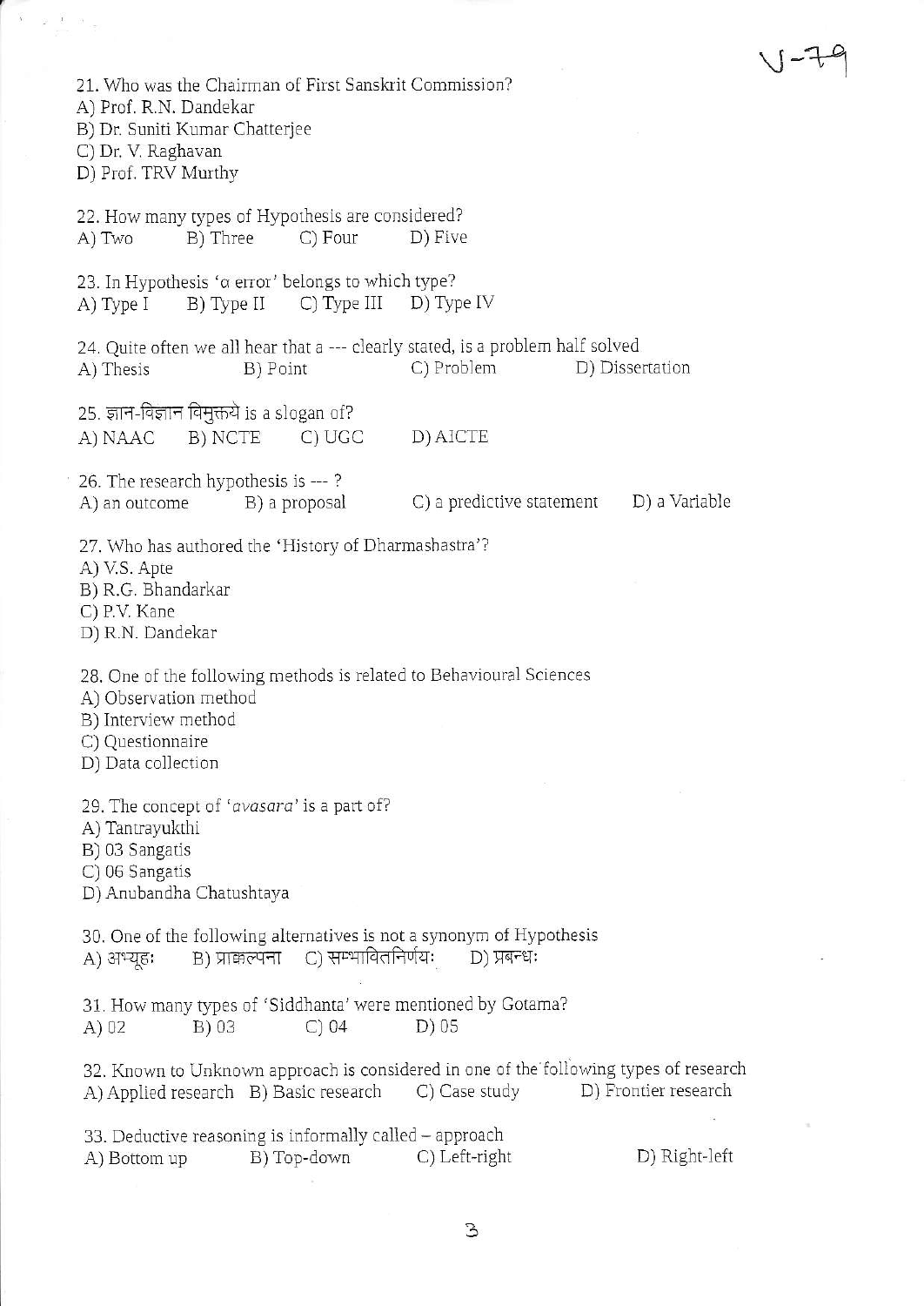V-79

21. Who was the Chairman of First Sanskrit Commission?
A) Prof. R.N. Dandekar
B) Dr. Suniti Kumar Chatterjee
C) Dr. V. Raghavan
D) Prof. TRV Murthy

22. How many types of Hypothesis are considered?
A) Two B) Three C) Four D) Five

23. In Hypothesis 'α error' belongs to which type?
A) Type I B) Type II C) Type III D) Type IV

24. Quite often we all hear that a --- clearly stated, is a problem half solved
A) Thesis B) Point C) Problem D) Dissertation

25. ज्ञान-विज्ञान विमुक्तये is a slogan of?
A) NAAC B) NCTE C) UGC D) AICTE

26. The research hypothesis is --- ?
A) an outcome B) a proposal C) a predictive statement D) a Variable

27. Who has authored the 'History of Dharmashastra'?
A) V.S. Apte
B) R.G. Bhandarkar
C) P.V. Kane
D) R.N. Dandekar

28. One of the following methods is related to Behavioural Sciences
A) Observation method
B) Interview method
C) Questionnaire
D) Data collection

29. The concept of '*avasara*' is a part of?
A) Tantrayukthi
B) 03 Sangatis
C) 06 Sangatis
D) Anubandha Chatushtaya

30. One of the following alternatives is not a synonym of Hypothesis
A) अभ्यूहः B) प्राक्कल्पना C) सम्भावितनिर्णयः D) प्रबन्धः

31. How many types of 'Siddhanta' were mentioned by Gotama?
A) 02 B) 03 C) 04 D) 05

32. Known to Unknown approach is considered in one of the following types of research
A) Applied research B) Basic research C) Case study D) Frontier research

33. Deductive reasoning is informally called – approach
A) Bottom up B) Top-down C) Left-right D) Right-left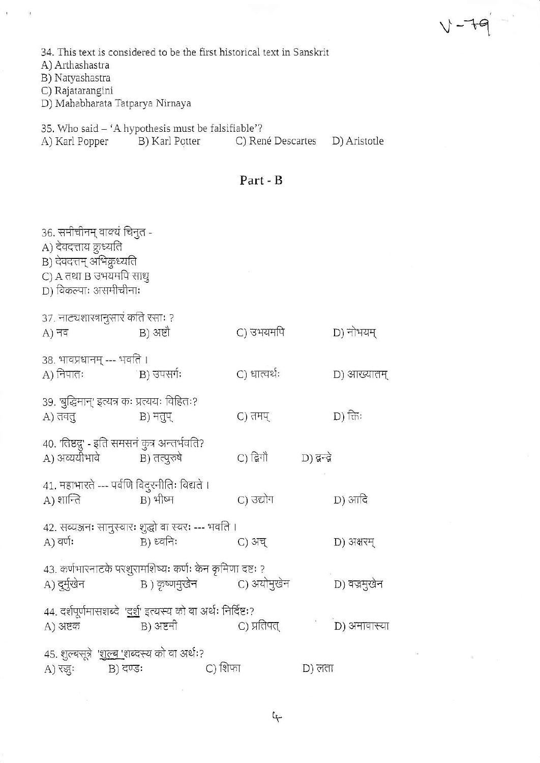34. This text is considered to be the first historical text in Sanskrit
A) Arthashastra
B) Natyashastra
C) Rajatarangini
D) Mahabharata Tatparya Nirnaya

35. Who said – 'A hypothesis must be falsifiable'?
A) Karl Popper B) Karl Potter C) René Descartes D) Aristotle

## Part - B

36. समीचीनम् वाक्यं चिनुत -
A) देवदत्ताय क्रुध्यति
B) देवदत्तम् अभिक्रुध्यति
C) A तथा B उभयमपि साधु
D) विकल्पाः असमीचीनाः

37. नाट्यशास्त्रानुसारं कति रसाः ?
A) नव B) अष्टौ C) उभयमपि D) नोभयम्

38. भावप्रधानम् --- भवति ।
A) निपातः B) उपसर्गः C) धात्वर्थः D) आख्यातम्

39. 'बुद्धिमान्' इत्यत्र कः प्रत्ययः विहितः?
A) तवतु B) मतुप् C) तमप् D) क्तिः

40. 'तिष्ठद्गु' - इति समसनं कुत्र अन्तर्भवति?
A) अव्ययीभावे B) तत्पुरुषे C) द्विगौ D) द्वन्द्वे

41. महाभारते --- पर्वणि विदुरनीतिः विद्यते ।
A) शान्ति B) भीष्म C) उद्योग D) आदि

42. सव्यञ्जनः सानुस्वारः शुद्धो वा स्वरः --- भवति ।
A) वर्णः B) ध्वनिः C) अच् D) अक्षरम्

43. कर्णभारनाटके परशुरामशिष्यः कर्णः केन कृमिणा दष्टः ?
A) दुर्मुखेन B ) कृष्णमुखेन C) अयोमुखेन D) वज्रमुखेन

44. दर्शपूर्णमासशब्दे 'दर्श' इत्यस्य को वा अर्थः निर्दिष्टः?
A) अष्टक B) अष्टमी C) प्रतिपत् D) अमावास्या

45. शुल्बसूत्रे 'शुल्ब 'शब्दस्य को वा अर्थः?
A) रज्जुः B) दण्डः C) शिफा D) लता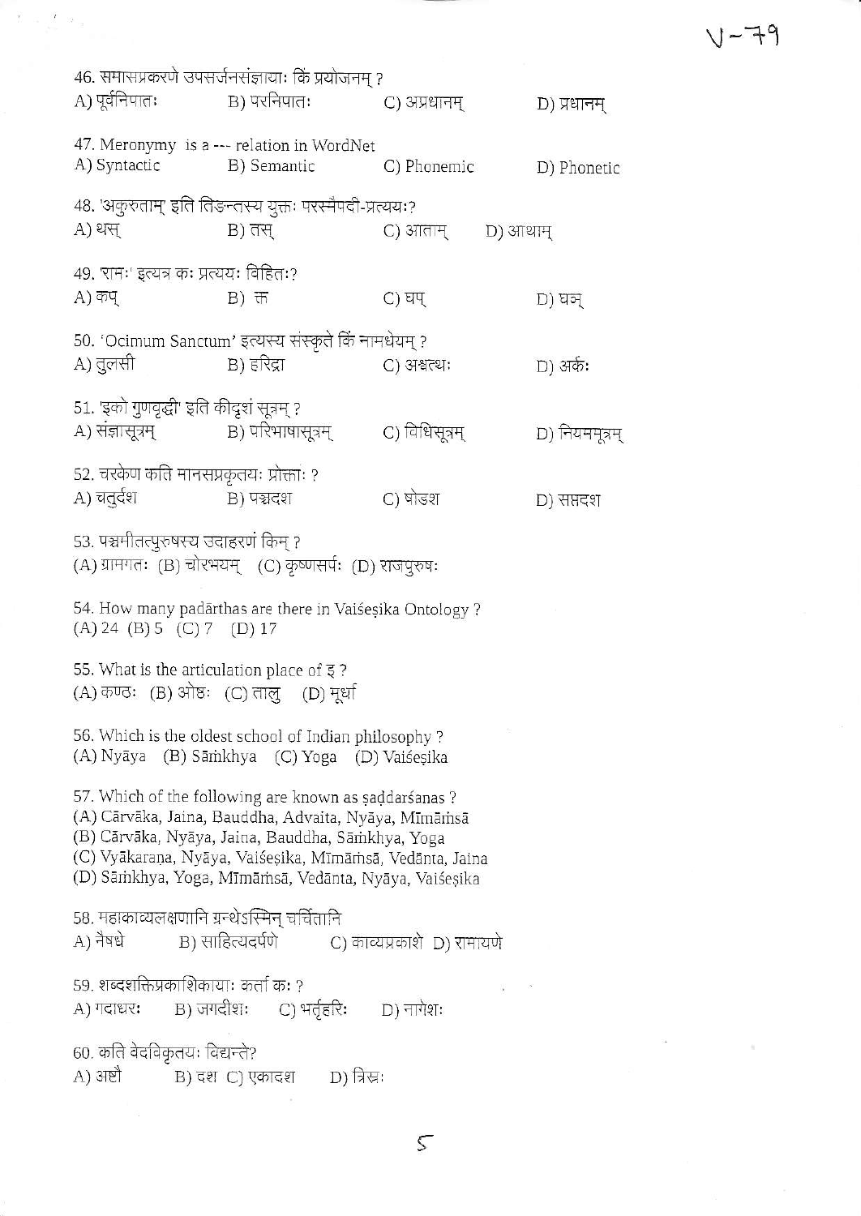46. समासप्रकरणे उपसर्जनसंज्ञायाः किं प्रयोजनम् ?

A) पूर्वनिपातः B) परनिपातः C) अप्रधानम् D) प्रधानम्

47. Meronymy is a --- relation in WordNet

A) Syntactic B) Semantic C) Phonemic D) Phonetic

48. 'अकुरुताम्' इति तिङन्तस्य युक्तः परस्मैपदी-प्रत्ययः?

A) थस् B) तस् C) आताम् D) आथाम्

49. 'रामः' इत्यत्र कः प्रत्ययः विहितः?

A) कप् B) क्त C) घप् D) घञ्

50. 'Ocimum Sanctum' इत्यस्य संस्कृते किं नामधेयम् ?

A) तुलसी B) हरिद्रा C) अश्वत्थः D) अर्कः

51. 'इको गुणवृद्धी' इति कीदृशं सूत्रम् ?

A) संज्ञासूत्रम् B) परिभाषासूत्रम् C) विधिसूत्रम् D) नियमसूत्रम्

52. चरकेण कति मानसप्रकृतयः प्रोक्ताः ?

A) चतुर्दश B) पञ्चदश C) षोडश D) सप्तदश

53. पञ्चमीतत्पुरुषस्य उदाहरणं किम् ?

(A) ग्रामगतः (B) चोरभ्यम् (C) कृष्णसर्पः (D) राजपुरुषः

54. How many padārthas are there in Vaiśeṣika Ontology ?

(A) 24 (B) 5 (C) 7 (D) 17

55. What is the articulation place of इ ?

(A) कण्ठः (B) ओष्ठः (C) तालु (D) मूर्धा

56. Which is the oldest school of Indian philosophy ?

(A) Nyāya (B) Sāṁkhya (C) Yoga (D) Vaiśeṣika

57. Which of the following are known as ṣaḍdarśanas ?

(A) Cārvāka, Jaina, Bauddha, Advaita, Nyāya, Mīmāṁsā

(B) Cārvāka, Nyāya, Jaina, Bauddha, Sāṁkhya, Yoga

(C) Vyākaraṇa, Nyāya, Vaiśeṣika, Mīmāṁsā, Vedānta, Jaina

(D) Sāṁkhya, Yoga, Mīmāṁsā, Vedānta, Nyāya, Vaiśeṣika

58. महाकाव्यलक्षणानि ग्रन्थेऽस्मिन् चर्चितानि

A) नैषधे B) साहित्यदर्पणे C) काव्यप्रकाशे D) रामायणे

59. शब्दशक्तिप्रकाशिकायाः कर्ता कः ?

A) गदाधरः B) जगदीशः C) भर्तृहरिः D) नागेशः

60. कति वेदविकृतयः विद्यन्ते?

A) अष्टौ B) दश C) एकादश D) त्रिस्रः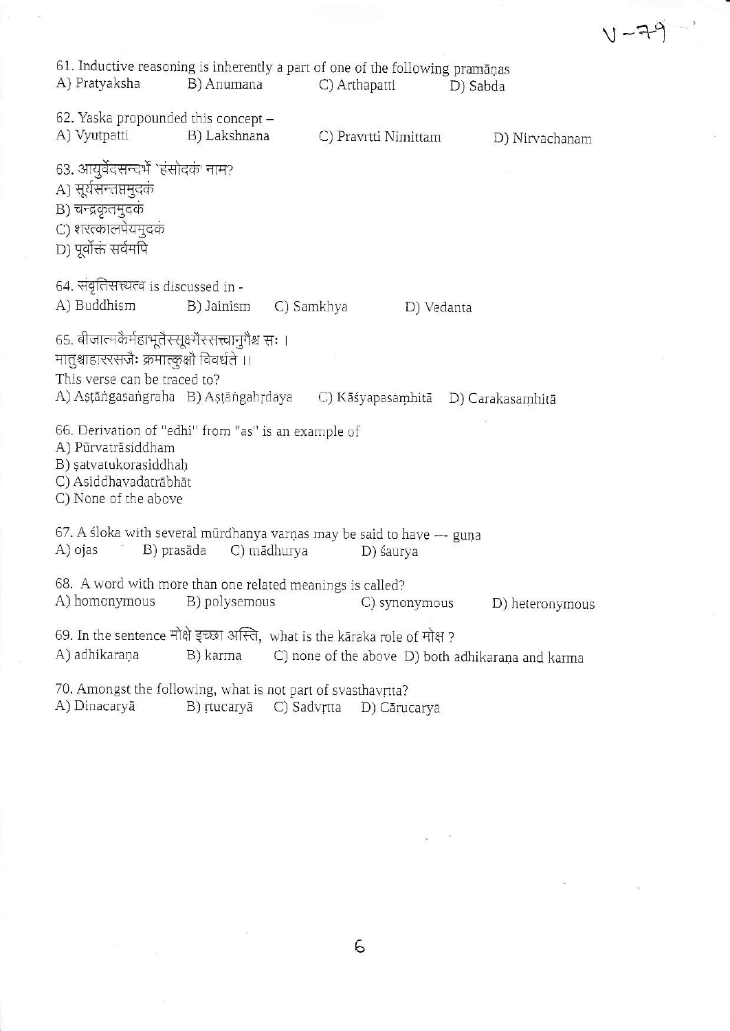61. Inductive reasoning is inherently a part of one of the following pramāṇas
A) Pratyaksha B) Anumana C) Arthapatti D) Sabda

62. Yaska propounded this concept –
A) Vyutpatti B) Lakshnana C) Pravrtti Nimittam D) Nirvachanam

63. आयुर्वेदसन्दर्भे 'हंसोदकं' नाम?
A) सूर्यसन्तप्तमुदकं
B) चन्द्रकृतमुदकं
C) शरत्कालपेयमुदकं
D) पूर्वोक्तं सर्वमपि

64. संवृतिसत्त्यत्व is discussed in -
A) Buddhism B) Jainism C) Samkhya D) Vedanta

65. बीजात्मकैर्महाभूतैस्सूक्ष्मैस्सत्त्वानुगैश्च सः ।
मातुश्चाहाररसजैः क्रमात्कुक्षौ विवर्धते ।।
This verse can be traced to?
A) Aṣṭāṅgasaṅgraha B) Aṣṭāṅgahṛdaya C) Kāśyapasaṃhitā D) Carakasaṃhitā

66. Derivation of "edhi" from "as" is an example of
A) Pūrvatrāsiddham
B) ṣatvatukorasiddhaḥ
C) Asiddhavadatrābhāt
C) None of the above

67. A śloka with several mūrdhanya varṇas may be said to have --- guṇa
A) ojas B) prasāda C) mādhurya D) śaurya

68. A word with more than one related meanings is called?
A) homonymous B) polysemous C) synonymous D) heteronymous

69. In the sentence मोक्षे इच्छा अस्ति, what is the kāraka role of मोक्ष ?
A) adhikaraṇa B) karma C) none of the above D) both adhikarana and karma

70. Amongst the following, what is not part of svasthavṛtta?
A) Dinacaryā B) ṛtucaryā C) Sadvṛtta D) Cārucaryā